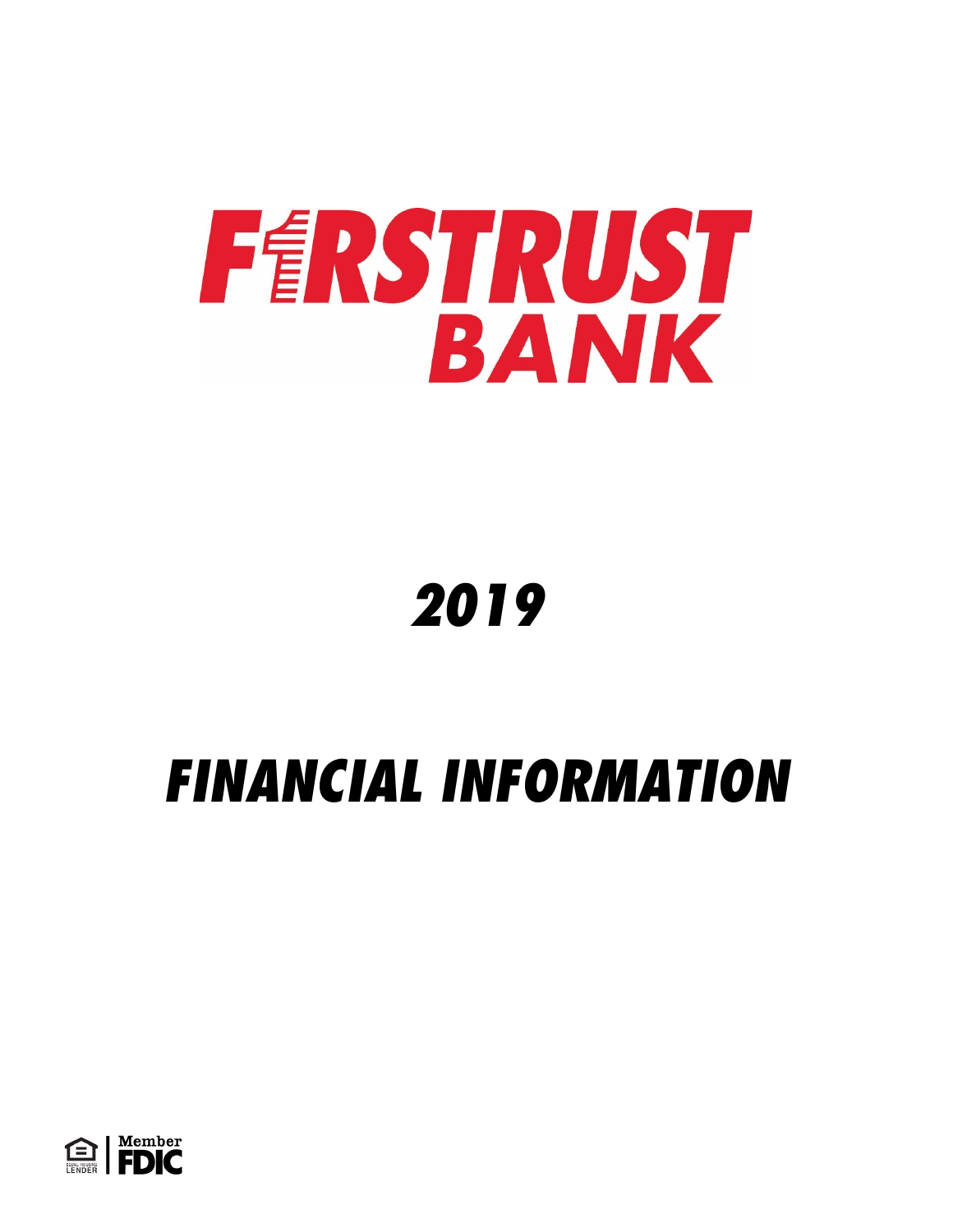# FIRSTRUST BANK

# 2019

# FINANCIAL INFORMATION

EQUAL HOUSING LENDER | Member FDIC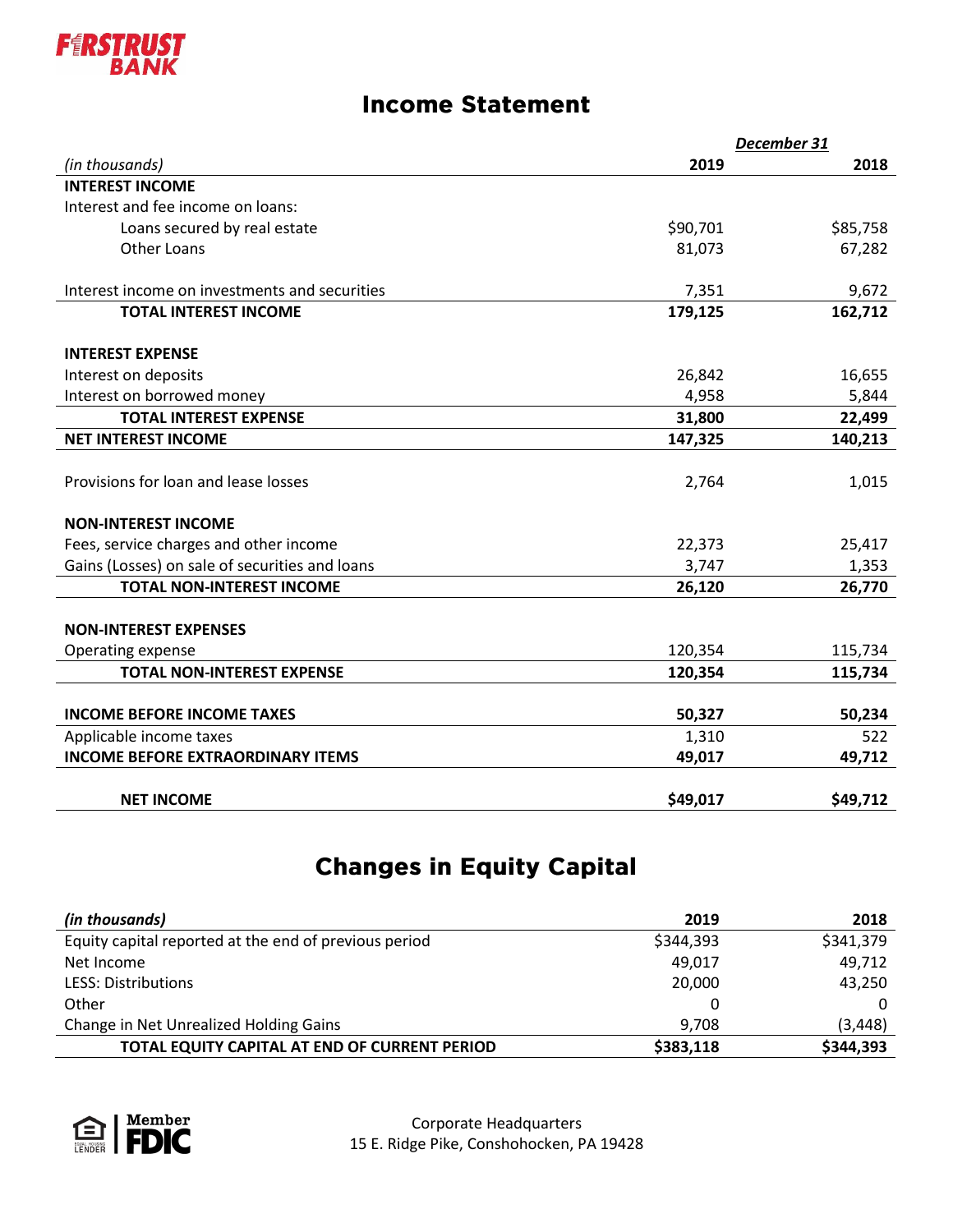FIRSTRUST BANK

# Income Statement

| | *December 31* | |
|---|---|---|
| *(in thousands)* | **2019** | **2018** |
| **INTEREST INCOME** | | |
| Interest and fee income on loans: | | |
| Loans secured by real estate | $90,701 | $85,758 |
| Other Loans | 81,073 | 67,282 |
| | | |
| Interest income on investments and securities | 7,351 | 9,672 |
| **TOTAL INTEREST INCOME** | **179,125** | **162,712** |
| | | |
| **INTEREST EXPENSE** | | |
| Interest on deposits | 26,842 | 16,655 |
| Interest on borrowed money | 4,958 | 5,844 |
| **TOTAL INTEREST EXPENSE** | **31,800** | **22,499** |
| **NET INTEREST INCOME** | **147,325** | **140,213** |
| | | |
| Provisions for loan and lease losses | 2,764 | 1,015 |
| | | |
| **NON-INTEREST INCOME** | | |
| Fees, service charges and other income | 22,373 | 25,417 |
| Gains (Losses) on sale of securities and loans | 3,747 | 1,353 |
| **TOTAL NON-INTEREST INCOME** | **26,120** | **26,770** |
| | | |
| **NON-INTEREST EXPENSES** | | |
| Operating expense | 120,354 | 115,734 |
| **TOTAL NON-INTEREST EXPENSE** | **120,354** | **115,734** |
| | | |
| **INCOME BEFORE INCOME TAXES** | **50,327** | **50,234** |
| Applicable income taxes | 1,310 | 522 |
| **INCOME BEFORE EXTRAORDINARY ITEMS** | **49,017** | **49,712** |
| | | |
| **NET INCOME** | **$49,017** | **$49,712** |

# Changes in Equity Capital

| ***(in thousands)*** | **2019** | **2018** |
|---|---|---|
| Equity capital reported at the end of previous period | $344,393 | $341,379 |
| Net Income | 49,017 | 49,712 |
| LESS: Distributions | 20,000 | 43,250 |
| Other | 0 | 0 |
| Change in Net Unrealized Holding Gains | 9,708 | (3,448) |
| **TOTAL EQUITY CAPITAL AT END OF CURRENT PERIOD** | **$383,118** | **$344,393** |

EQUAL HOUSING LENDER | Member FDIC

Corporate Headquarters
15 E. Ridge Pike, Conshohocken, PA 19428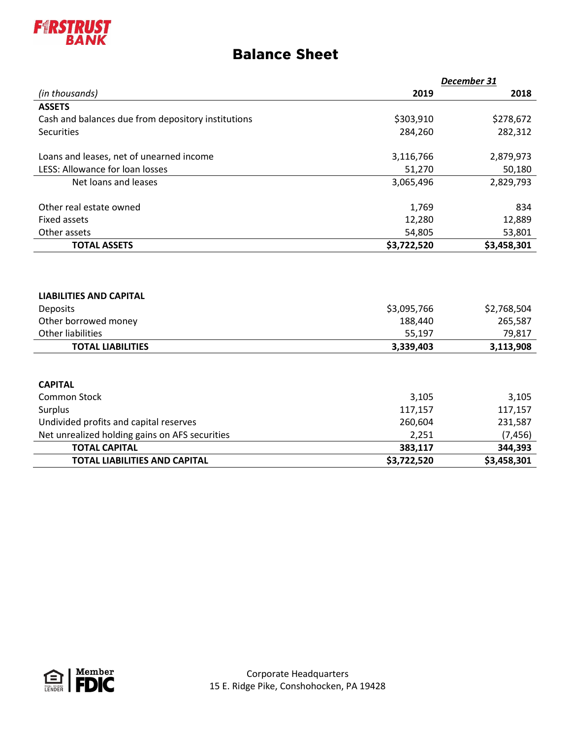# Balance Sheet

| (in thousands) | December 31 2019 | 2018 |
|---|---|---|
| **ASSETS** | | |
| Cash and balances due from depository institutions | $303,910 | $278,672 |
| Securities | 284,260 | 282,312 |
| Loans and leases, net of unearned income | 3,116,766 | 2,879,973 |
| LESS: Allowance for loan losses | 51,270 | 50,180 |
| Net loans and leases | 3,065,496 | 2,829,793 |
| Other real estate owned | 1,769 | 834 |
| Fixed assets | 12,280 | 12,889 |
| Other assets | 54,805 | 53,801 |
| **TOTAL ASSETS** | **$3,722,520** | **$3,458,301** |
| **LIABILITIES AND CAPITAL** | | |
| Deposits | $3,095,766 | $2,768,504 |
| Other borrowed money | 188,440 | 265,587 |
| Other liabilities | 55,197 | 79,817 |
| **TOTAL LIABILITIES** | **3,339,403** | **3,113,908** |
| **CAPITAL** | | |
| Common Stock | 3,105 | 3,105 |
| Surplus | 117,157 | 117,157 |
| Undivided profits and capital reserves | 260,604 | 231,587 |
| Net unrealized holding gains on AFS securities | 2,251 | (7,456) |
| **TOTAL CAPITAL** | **383,117** | **344,393** |
| **TOTAL LIABILITIES AND CAPITAL** | **$3,722,520** | **$3,458,301** |

Corporate Headquarters
15 E. Ridge Pike, Conshohocken, PA 19428